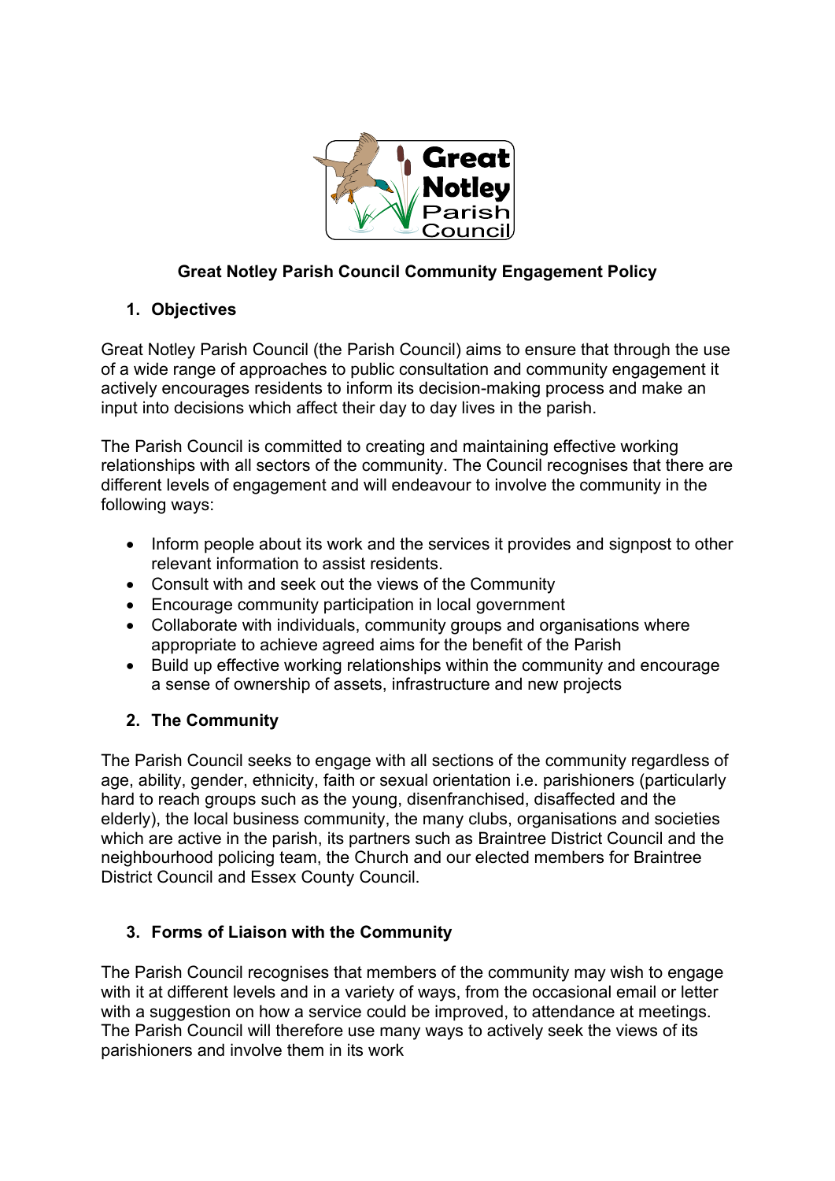# Great Notley Parish Council Community Engagement Policy

## 1. Objectives

Great Notley Parish Council (the Parish Council) aims to ensure that through the use of a wide range of approaches to public consultation and community engagement it actively encourages residents to inform its decision-making process and make an input into decisions which affect their day to day lives in the parish.

The Parish Council is committed to creating and maintaining effective working relationships with all sectors of the community. The Council recognises that there are different levels of engagement and will endeavour to involve the community in the following ways:

- Inform people about its work and the services it provides and signpost to other relevant information to assist residents.
- Consult with and seek out the views of the Community
- Encourage community participation in local government
- Collaborate with individuals, community groups and organisations where appropriate to achieve agreed aims for the benefit of the Parish
- Build up effective working relationships within the community and encourage a sense of ownership of assets, infrastructure and new projects

## 2. The Community

The Parish Council seeks to engage with all sections of the community regardless of age, ability, gender, ethnicity, faith or sexual orientation i.e. parishioners (particularly hard to reach groups such as the young, disenfranchised, disaffected and the elderly), the local business community, the many clubs, organisations and societies which are active in the parish, its partners such as Braintree District Council and the neighbourhood policing team, the Church and our elected members for Braintree District Council and Essex County Council.

## 3. Forms of Liaison with the Community

The Parish Council recognises that members of the community may wish to engage with it at different levels and in a variety of ways, from the occasional email or letter with a suggestion on how a service could be improved, to attendance at meetings. The Parish Council will therefore use many ways to actively seek the views of its parishioners and involve them in its work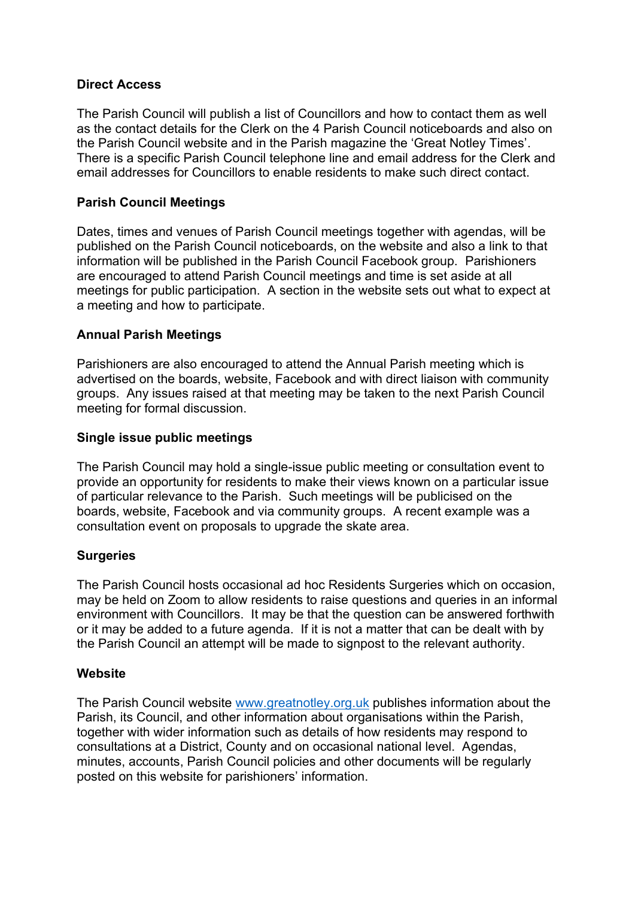**Direct Access**

The Parish Council will publish a list of Councillors and how to contact them as well as the contact details for the Clerk on the 4 Parish Council noticeboards and also on the Parish Council website and in the Parish magazine the 'Great Notley Times'. There is a specific Parish Council telephone line and email address for the Clerk and email addresses for Councillors to enable residents to make such direct contact.

**Parish Council Meetings**

Dates, times and venues of Parish Council meetings together with agendas, will be published on the Parish Council noticeboards, on the website and also a link to that information will be published in the Parish Council Facebook group. Parishioners are encouraged to attend Parish Council meetings and time is set aside at all meetings for public participation. A section in the website sets out what to expect at a meeting and how to participate.

**Annual Parish Meetings**

Parishioners are also encouraged to attend the Annual Parish meeting which is advertised on the boards, website, Facebook and with direct liaison with community groups. Any issues raised at that meeting may be taken to the next Parish Council meeting for formal discussion.

**Single issue public meetings**

The Parish Council may hold a single-issue public meeting or consultation event to provide an opportunity for residents to make their views known on a particular issue of particular relevance to the Parish. Such meetings will be publicised on the boards, website, Facebook and via community groups. A recent example was a consultation event on proposals to upgrade the skate area.

**Surgeries**

The Parish Council hosts occasional ad hoc Residents Surgeries which on occasion, may be held on Zoom to allow residents to raise questions and queries in an informal environment with Councillors. It may be that the question can be answered forthwith or it may be added to a future agenda. If it is not a matter that can be dealt with by the Parish Council an attempt will be made to signpost to the relevant authority.

**Website**

The Parish Council website [www.greatnotley.org.uk](http://www.greatnotley.org.uk) publishes information about the Parish, its Council, and other information about organisations within the Parish, together with wider information such as details of how residents may respond to consultations at a District, County and on occasional national level. Agendas, minutes, accounts, Parish Council policies and other documents will be regularly posted on this website for parishioners' information.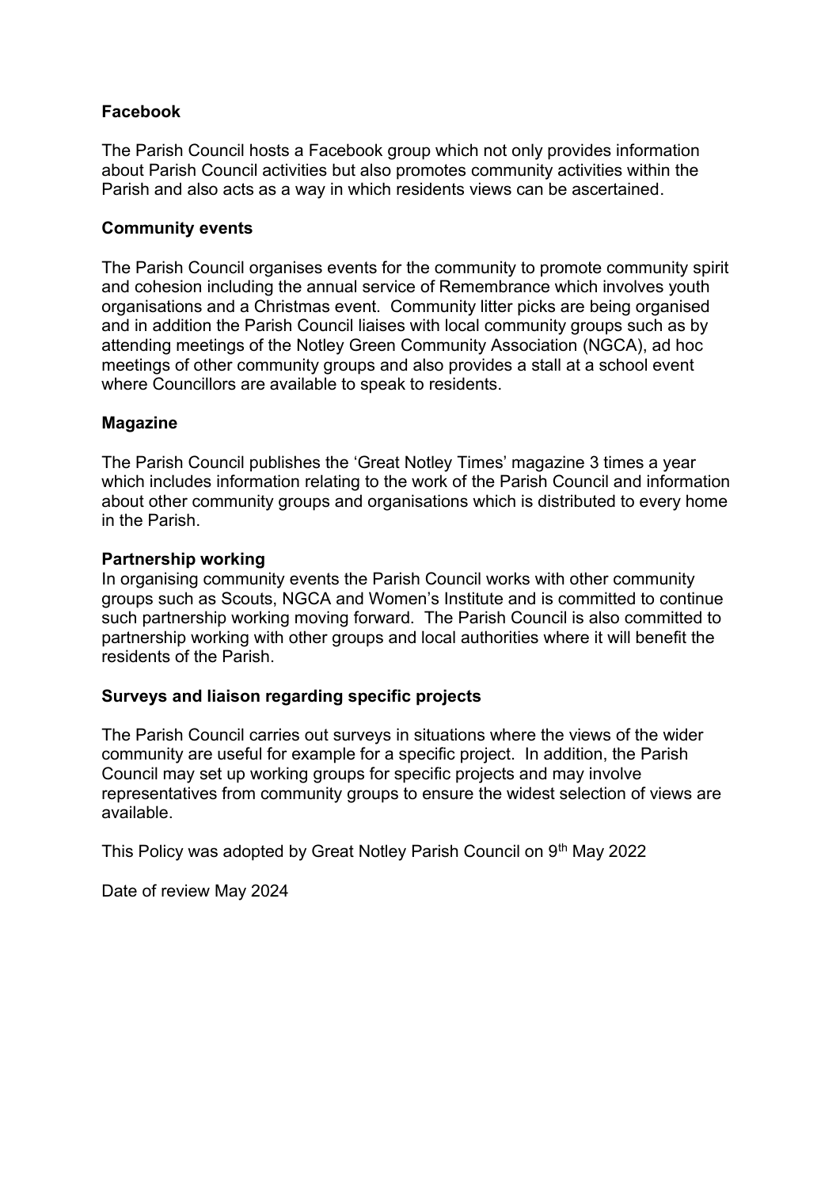**Facebook**

The Parish Council hosts a Facebook group which not only provides information about Parish Council activities but also promotes community activities within the Parish and also acts as a way in which residents views can be ascertained.

**Community events**

The Parish Council organises events for the community to promote community spirit and cohesion including the annual service of Remembrance which involves youth organisations and a Christmas event. Community litter picks are being organised and in addition the Parish Council liaises with local community groups such as by attending meetings of the Notley Green Community Association (NGCA), ad hoc meetings of other community groups and also provides a stall at a school event where Councillors are available to speak to residents.

**Magazine**

The Parish Council publishes the 'Great Notley Times' magazine 3 times a year which includes information relating to the work of the Parish Council and information about other community groups and organisations which is distributed to every home in the Parish.

**Partnership working**

In organising community events the Parish Council works with other community groups such as Scouts, NGCA and Women's Institute and is committed to continue such partnership working moving forward. The Parish Council is also committed to partnership working with other groups and local authorities where it will benefit the residents of the Parish.

**Surveys and liaison regarding specific projects**

The Parish Council carries out surveys in situations where the views of the wider community are useful for example for a specific project. In addition, the Parish Council may set up working groups for specific projects and may involve representatives from community groups to ensure the widest selection of views are available.

This Policy was adopted by Great Notley Parish Council on 9th May 2022

Date of review May 2024